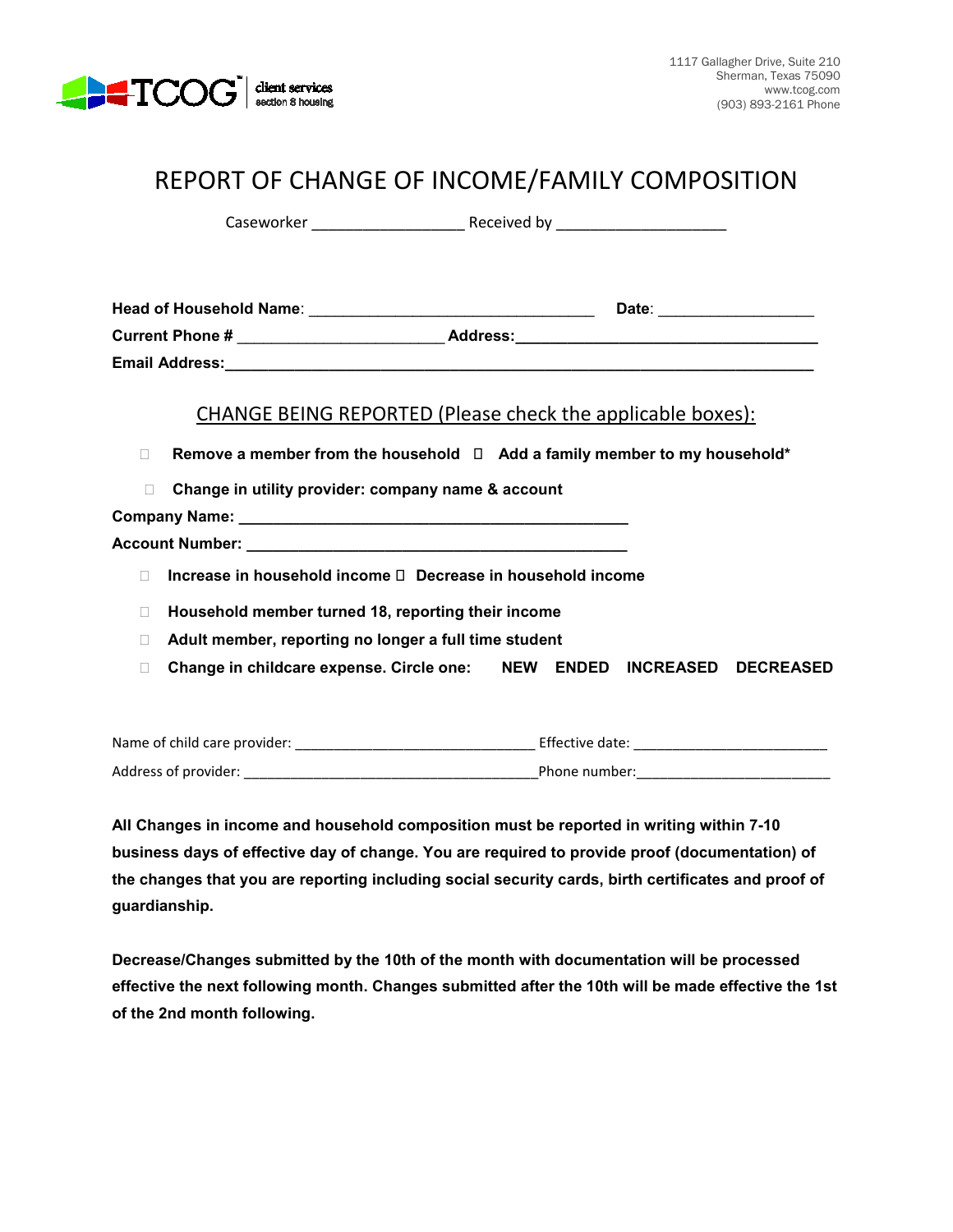TCOG client services section 8 housing

1117 Gallagher Drive, Suite 210
Sherman, Texas 75090
www.tcog.com
(903) 893-2161 Phone

# REPORT OF CHANGE OF INCOME/FAMILY COMPOSITION

Caseworker __________________ Received by ____________________

**Head of Household Name**: _________________________________ **Date**: __________________

**Current Phone #** ________________________ **Address:**___________________________________

**Email Address:**_____________________________________________________________________

## CHANGE BEING REPORTED (Please check the applicable boxes):

☐ **Remove a member from the household** ☐ **Add a family member to my household***

☐ **Change in utility provider: company name & account**

**Company Name:** _____________________________________________

**Account Number:** ____________________________________________

☐ **Increase in household income** ☐ **Decrease in household income**

☐ **Household member turned 18, reporting their income**

☐ **Adult member, reporting no longer a full time student**

☐ **Change in childcare expense. Circle one: NEW ENDED INCREASED DECREASED**

Name of child care provider: ______________________________ Effective date: ________________________

Address of provider: _____________________________________Phone number:________________________

**All Changes in income and household composition must be reported in writing within 7-10 business days of effective day of change. You are required to provide proof (documentation) of the changes that you are reporting including social security cards, birth certificates and proof of guardianship.**

**Decrease/Changes submitted by the 10th of the month with documentation will be processed effective the next following month. Changes submitted after the 10th will be made effective the 1st of the 2nd month following.**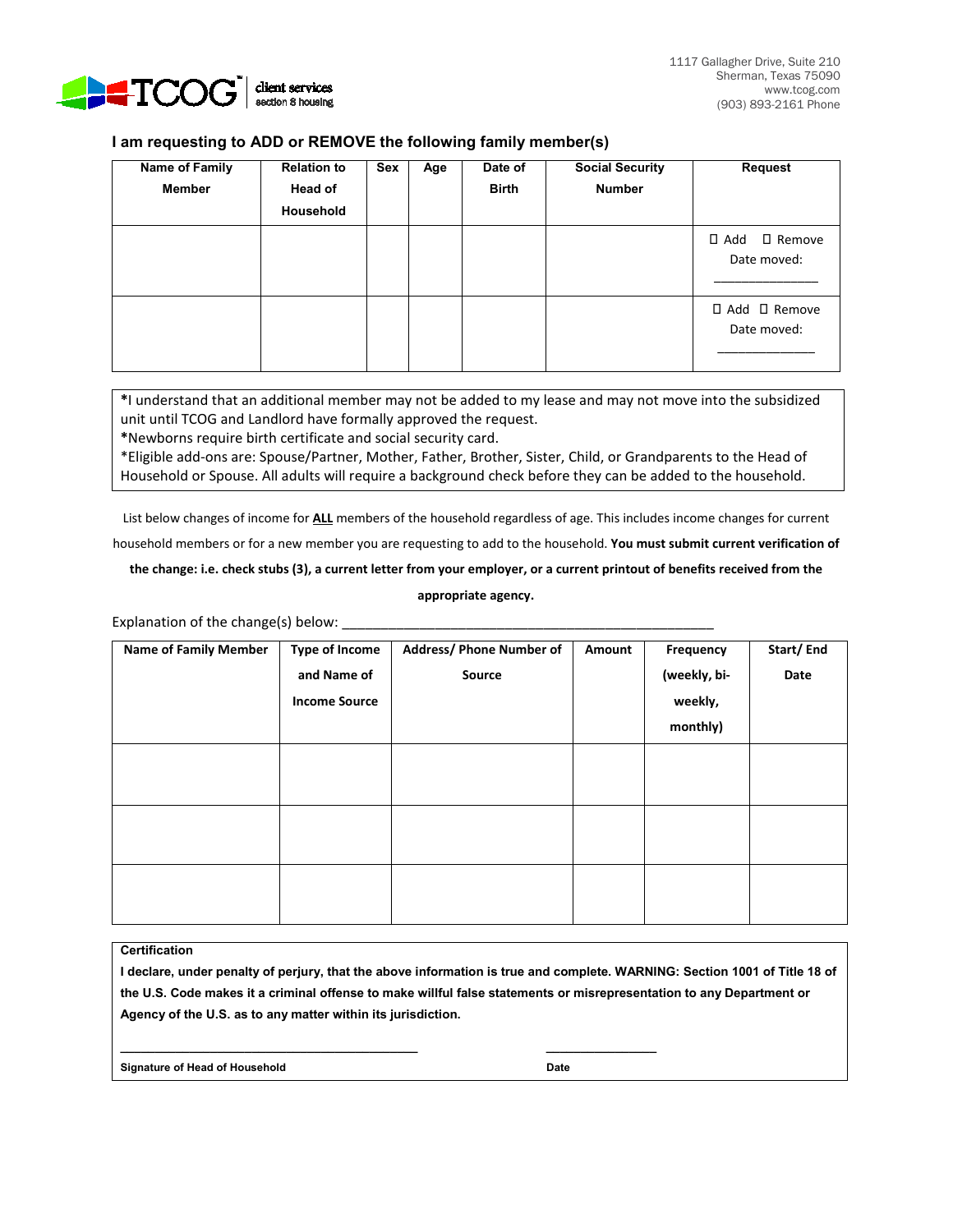TCOG client services section 8 housing

1117 Gallagher Drive, Suite 210
Sherman, Texas 75090
www.tcog.com
(903) 893-2161 Phone

### I am requesting to ADD or REMOVE the following family member(s)

| Name of Family Member | Relation to Head of Household | Sex | Age | Date of Birth | Social Security Number | Request |
|---|---|---|---|---|---|---|
| | | | | | | ☐ Add ☐ Remove Date moved: _______________ |
| | | | | | | ☐ Add ☐ Remove Date moved: ______________ |

**\***I understand that an additional member may not be added to my lease and may not move into the subsidized unit until TCOG and Landlord have formally approved the request.
**\***Newborns require birth certificate and social security card.
\*Eligible add-ons are: Spouse/Partner, Mother, Father, Brother, Sister, Child, or Grandparents to the Head of Household or Spouse. All adults will require a background check before they can be added to the household.

List below changes of income for **ALL** members of the household regardless of age. This includes income changes for current household members or for a new member you are requesting to add to the household. **You must submit current verification of the change: i.e. check stubs (3), a current letter from your employer, or a current printout of benefits received from the appropriate agency.**

Explanation of the change(s) below: ___________________________________________________

| Name of Family Member | Type of Income and Name of Income Source | Address/ Phone Number of Source | Amount | Frequency (weekly, bi-weekly, monthly) | Start/ End Date |
|---|---|---|---|---|---|
| | | | | | |
| | | | | | |
| | | | | | |

**Certification**

**I declare, under penalty of perjury, that the above information is true and complete. WARNING: Section 1001 of Title 18 of the U.S. Code makes it a criminal offense to make willful false statements or misrepresentation to any Department or Agency of the U.S. as to any matter within its jurisdiction.**

**_____________________________________________**  **________________**

**Signature of Head of Household**  **Date**